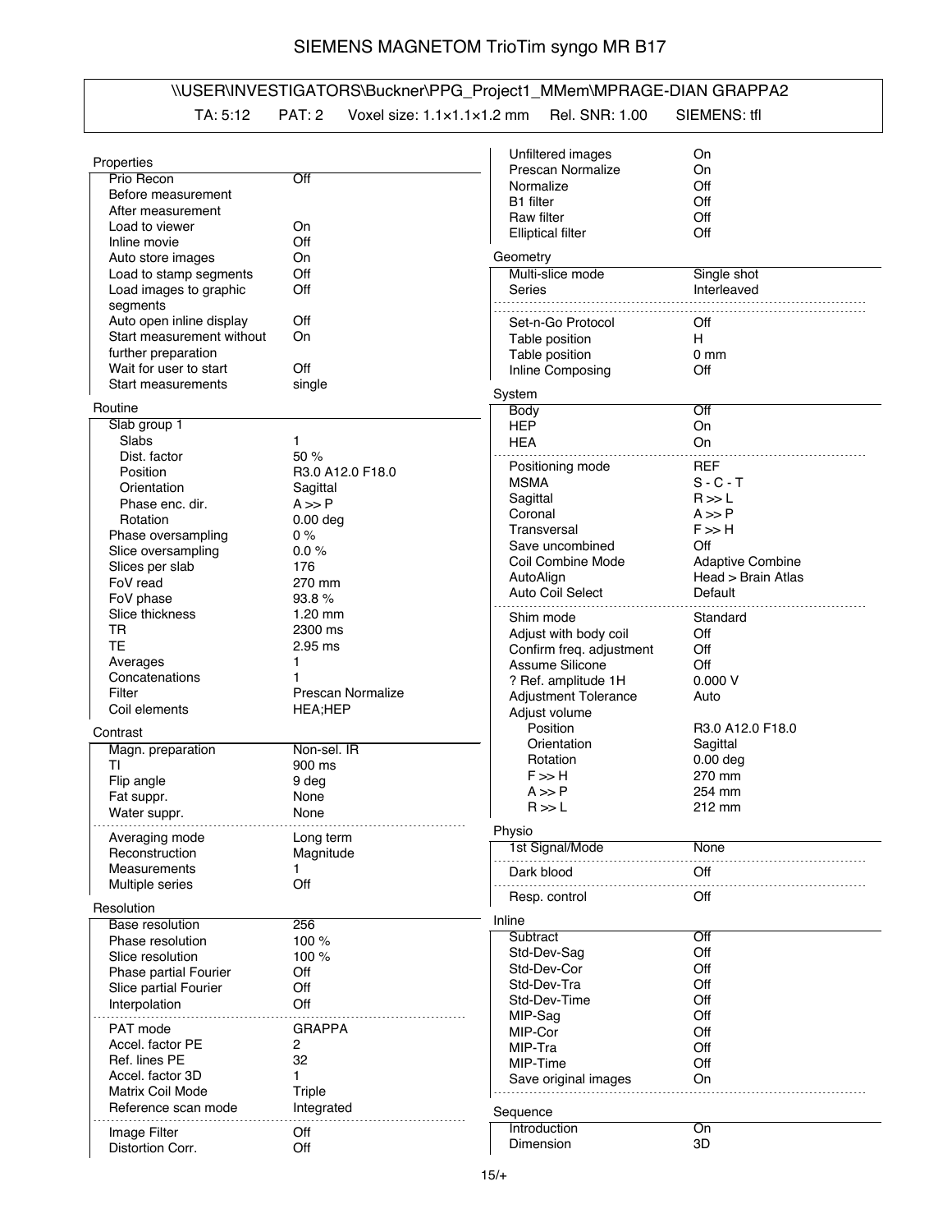# SIEMENS MAGNETOM TrioTim syngo MR B17

## \\USER\INVESTIGATORS\Buckner\PPG_Project1_MMem\MPRAGE-DIAN GRAPPA2

TA: 5:12 PAT: 2 Voxel size: 1.1×1.1×1.2 mm Rel. SNR: 1.00 SIEMENS: tfl

### Properties

| | |
|---|---|
| Prio Recon | Off |
| Before measurement | |
| After measurement | |
| Load to viewer | On |
| Inline movie | Off |
| Auto store images | On |
| Load to stamp segments | Off |
| Load images to graphic segments | Off |
| Auto open inline display | Off |
| Start measurement without further preparation | On |
| Wait for user to start | Off |
| Start measurements | single |

### Routine

| | |
|---|---|
| Slab group 1 | |
| Slabs | 1 |
| Dist. factor | 50 % |
| Position | R3.0 A12.0 F18.0 |
| Orientation | Sagittal |
| Phase enc. dir. | A >> P |
| Rotation | 0.00 deg |
| Phase oversampling | 0 % |
| Slice oversampling | 0.0 % |
| Slices per slab | 176 |
| FoV read | 270 mm |
| FoV phase | 93.8 % |
| Slice thickness | 1.20 mm |
| TR | 2300 ms |
| TE | 2.95 ms |
| Averages | 1 |
| Concatenations | 1 |
| Filter | Prescan Normalize |
| Coil elements | HEA;HEP |

### Contrast

| | |
|---|---|
| Magn. preparation | Non-sel. IR |
| TI | 900 ms |
| Flip angle | 9 deg |
| Fat suppr. | None |
| Water suppr. | None |
| Averaging mode | Long term |
| Reconstruction | Magnitude |
| Measurements | 1 |
| Multiple series | Off |

### Resolution

| | |
|---|---|
| Base resolution | 256 |
| Phase resolution | 100 % |
| Slice resolution | 100 % |
| Phase partial Fourier | Off |
| Slice partial Fourier | Off |
| Interpolation | Off |
| PAT mode | GRAPPA |
| Accel. factor PE | 2 |
| Ref. lines PE | 32 |
| Accel. factor 3D | 1 |
| Matrix Coil Mode | Triple |
| Reference scan mode | Integrated |
| Image Filter | Off |
| Distortion Corr. | Off |
| Unfiltered images | On |
| Prescan Normalize | On |
| Normalize | Off |
| B1 filter | Off |
| Raw filter | Off |
| Elliptical filter | Off |

### Geometry

| | |
|---|---|
| Multi-slice mode | Single shot |
| Series | Interleaved |
| Set-n-Go Protocol | Off |
| Table position | H |
| Table position | 0 mm |
| Inline Composing | Off |

### System

| | |
|---|---|
| Body | Off |
| HEP | On |
| HEA | On |
| Positioning mode | REF |
| MSMA | S - C - T |
| Sagittal | R >> L |
| Coronal | A >> P |
| Transversal | F >> H |
| Save uncombined | Off |
| Coil Combine Mode | Adaptive Combine |
| AutoAlign | Head > Brain Atlas |
| Auto Coil Select | Default |
| Shim mode | Standard |
| Adjust with body coil | Off |
| Confirm freq. adjustment | Off |
| Assume Silicone | Off |
| ? Ref. amplitude 1H | 0.000 V |
| Adjustment Tolerance | Auto |
| Adjust volume | |
| Position | R3.0 A12.0 F18.0 |
| Orientation | Sagittal |
| Rotation | 0.00 deg |
| F >> H | 270 mm |
| A >> P | 254 mm |
| R >> L | 212 mm |

### Physio

| | |
|---|---|
| 1st Signal/Mode | None |
| Dark blood | Off |
| Resp. control | Off |

### Inline

| | |
|---|---|
| Subtract | Off |
| Std-Dev-Sag | Off |
| Std-Dev-Cor | Off |
| Std-Dev-Tra | Off |
| Std-Dev-Time | Off |
| MIP-Sag | Off |
| MIP-Cor | Off |
| MIP-Tra | Off |
| MIP-Time | Off |
| Save original images | On |

### Sequence

| | |
|---|---|
| Introduction | On |
| Dimension | 3D |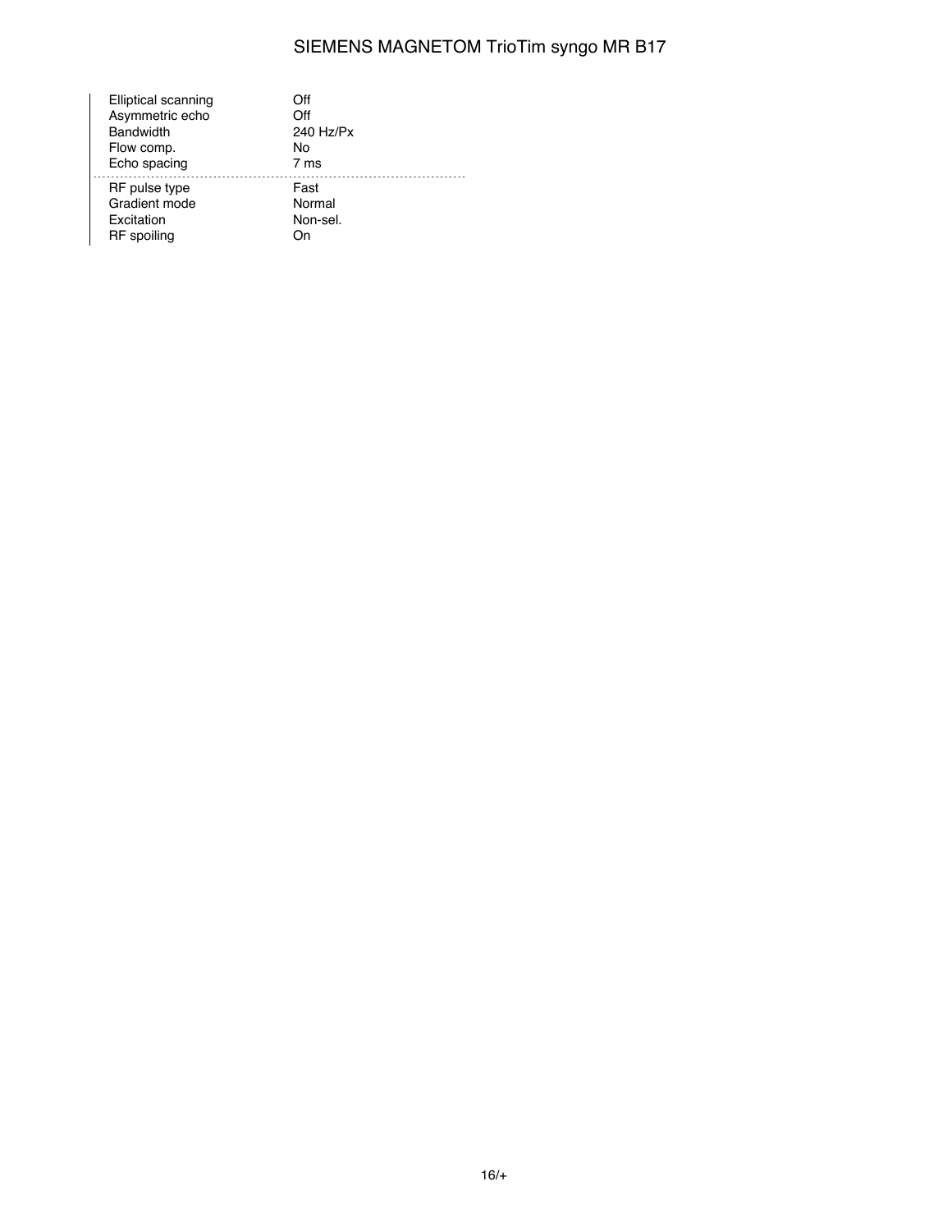| | |
|---|---|
| Elliptical scanning | Off |
| Asymmetric echo | Off |
| Bandwidth | 240 Hz/Px |
| Flow comp. | No |
| Echo spacing | 7 ms |
| RF pulse type | Fast |
| Gradient mode | Normal |
| Excitation | Non-sel. |
| RF spoiling | On |